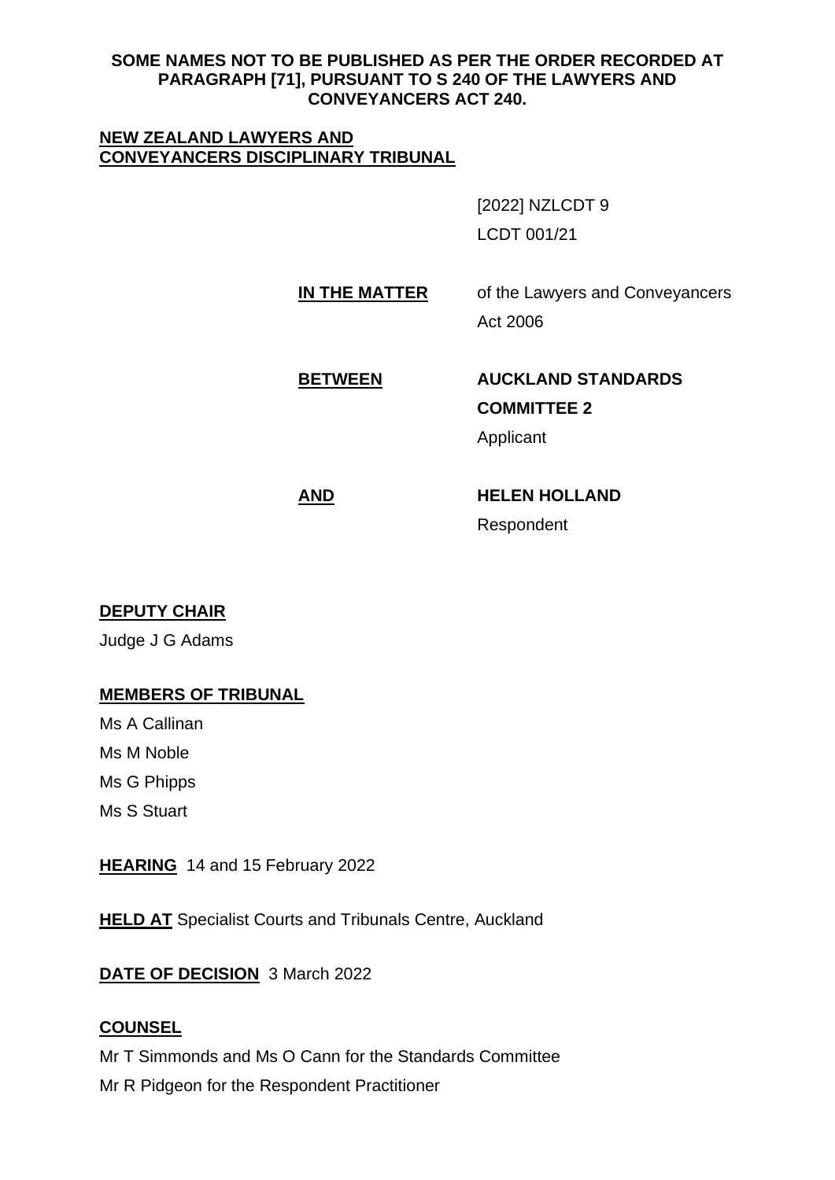**SOME NAMES NOT TO BE PUBLISHED AS PER THE ORDER RECORDED AT PARAGRAPH [71], PURSUANT TO S 240 OF THE LAWYERS AND CONVEYANCERS ACT 240.**

**NEW ZEALAND LAWYERS AND CONVEYANCERS DISCIPLINARY TRIBUNAL**

[2022] NZLCDT 9

LCDT 001/21

**IN THE MATTER** of the Lawyers and Conveyancers Act 2006

**BETWEEN** **AUCKLAND STANDARDS COMMITTEE 2**

Applicant

**AND** **HELEN HOLLAND**

Respondent

**DEPUTY CHAIR**

Judge J G Adams

**MEMBERS OF TRIBUNAL**

Ms A Callinan

Ms M Noble

Ms G Phipps

Ms S Stuart

**HEARING** 14 and 15 February 2022

**HELD AT** Specialist Courts and Tribunals Centre, Auckland

**DATE OF DECISION** 3 March 2022

**COUNSEL**

Mr T Simmonds and Ms O Cann for the Standards Committee

Mr R Pidgeon for the Respondent Practitioner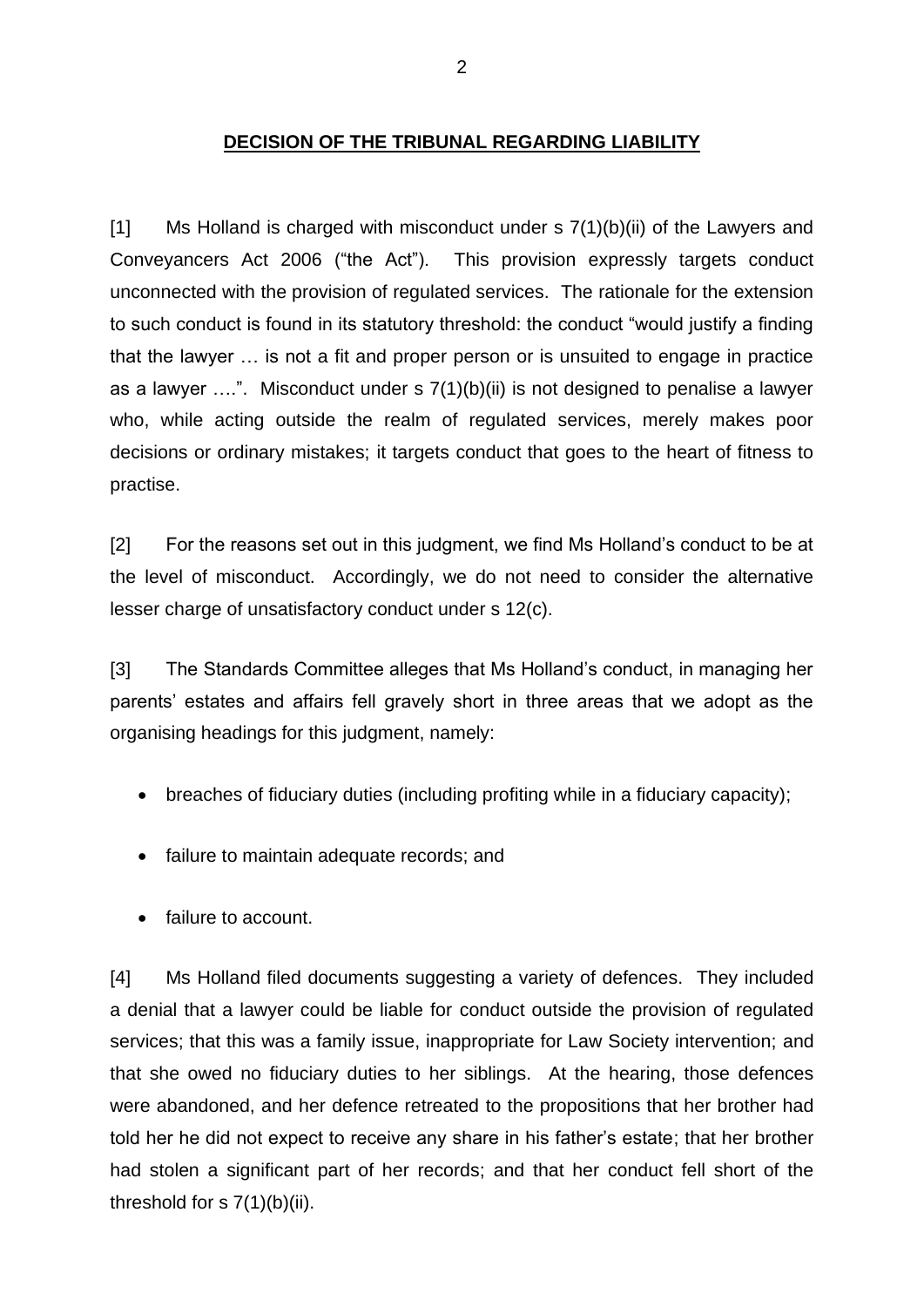## DECISION OF THE TRIBUNAL REGARDING LIABILITY

[1] Ms Holland is charged with misconduct under s 7(1)(b)(ii) of the Lawyers and Conveyancers Act 2006 ("the Act"). This provision expressly targets conduct unconnected with the provision of regulated services. The rationale for the extension to such conduct is found in its statutory threshold: the conduct "would justify a finding that the lawyer … is not a fit and proper person or is unsuited to engage in practice as a lawyer ….". Misconduct under s 7(1)(b)(ii) is not designed to penalise a lawyer who, while acting outside the realm of regulated services, merely makes poor decisions or ordinary mistakes; it targets conduct that goes to the heart of fitness to practise.

[2] For the reasons set out in this judgment, we find Ms Holland's conduct to be at the level of misconduct. Accordingly, we do not need to consider the alternative lesser charge of unsatisfactory conduct under s 12(c).

[3] The Standards Committee alleges that Ms Holland's conduct, in managing her parents' estates and affairs fell gravely short in three areas that we adopt as the organising headings for this judgment, namely:

- breaches of fiduciary duties (including profiting while in a fiduciary capacity);
- failure to maintain adequate records; and
- failure to account.

[4] Ms Holland filed documents suggesting a variety of defences. They included a denial that a lawyer could be liable for conduct outside the provision of regulated services; that this was a family issue, inappropriate for Law Society intervention; and that she owed no fiduciary duties to her siblings. At the hearing, those defences were abandoned, and her defence retreated to the propositions that her brother had told her he did not expect to receive any share in his father's estate; that her brother had stolen a significant part of her records; and that her conduct fell short of the threshold for s 7(1)(b)(ii).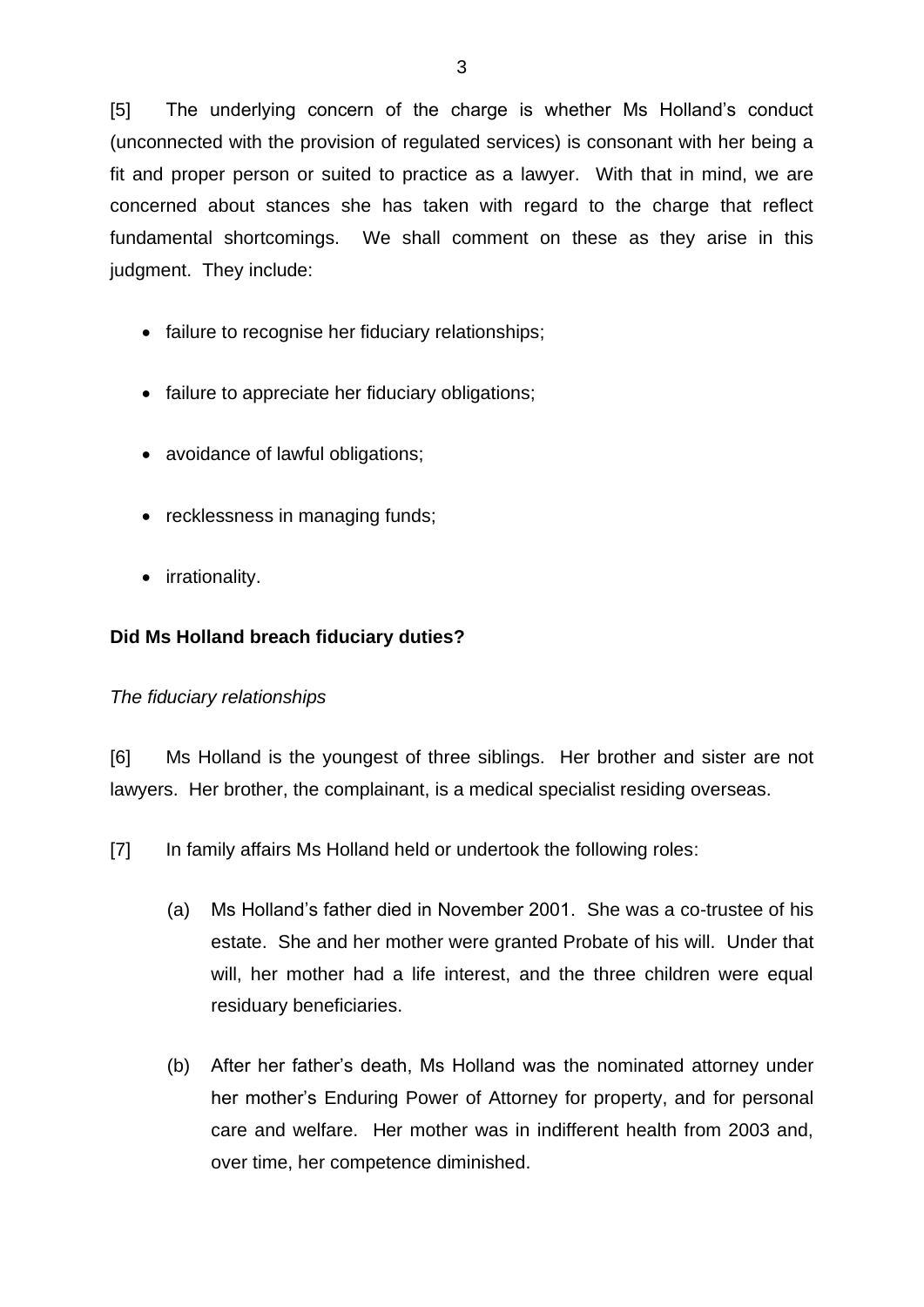[5] The underlying concern of the charge is whether Ms Holland's conduct (unconnected with the provision of regulated services) is consonant with her being a fit and proper person or suited to practice as a lawyer. With that in mind, we are concerned about stances she has taken with regard to the charge that reflect fundamental shortcomings. We shall comment on these as they arise in this judgment. They include:

- failure to recognise her fiduciary relationships;
- failure to appreciate her fiduciary obligations;
- avoidance of lawful obligations;
- recklessness in managing funds;
- irrationality.

**Did Ms Holland breach fiduciary duties?**

*The fiduciary relationships*

[6] Ms Holland is the youngest of three siblings. Her brother and sister are not lawyers. Her brother, the complainant, is a medical specialist residing overseas.

[7] In family affairs Ms Holland held or undertook the following roles:

(a) Ms Holland's father died in November 2001. She was a co-trustee of his estate. She and her mother were granted Probate of his will. Under that will, her mother had a life interest, and the three children were equal residuary beneficiaries.

(b) After her father's death, Ms Holland was the nominated attorney under her mother's Enduring Power of Attorney for property, and for personal care and welfare. Her mother was in indifferent health from 2003 and, over time, her competence diminished.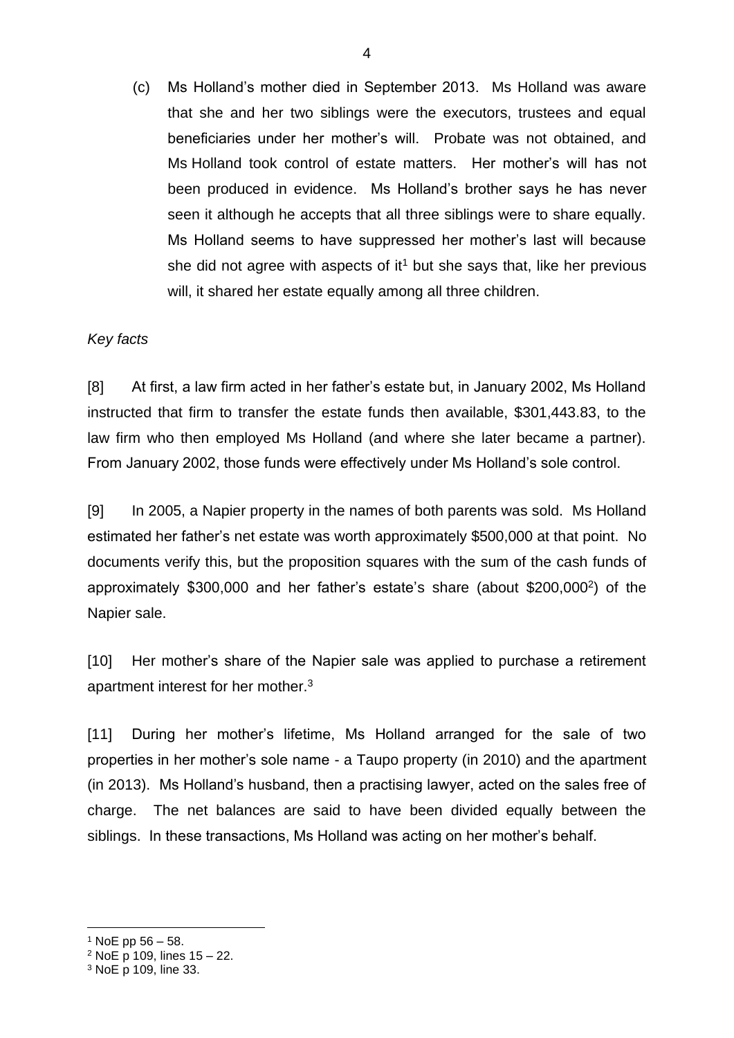(c) Ms Holland's mother died in September 2013. Ms Holland was aware that she and her two siblings were the executors, trustees and equal beneficiaries under her mother's will. Probate was not obtained, and Ms Holland took control of estate matters. Her mother's will has not been produced in evidence. Ms Holland's brother says he has never seen it although he accepts that all three siblings were to share equally. Ms Holland seems to have suppressed her mother's last will because she did not agree with aspects of it[1] but she says that, like her previous will, it shared her estate equally among all three children.

*Key facts*

[8] At first, a law firm acted in her father's estate but, in January 2002, Ms Holland instructed that firm to transfer the estate funds then available, $301,443.83, to the law firm who then employed Ms Holland (and where she later became a partner). From January 2002, those funds were effectively under Ms Holland's sole control.

[9] In 2005, a Napier property in the names of both parents was sold. Ms Holland estimated her father's net estate was worth approximately $500,000 at that point. No documents verify this, but the proposition squares with the sum of the cash funds of approximately $300,000 and her father's estate's share (about $200,000[2]) of the Napier sale.

[10] Her mother's share of the Napier sale was applied to purchase a retirement apartment interest for her mother.[3]

[11] During her mother's lifetime, Ms Holland arranged for the sale of two properties in her mother's sole name - a Taupo property (in 2010) and the apartment (in 2013). Ms Holland's husband, then a practising lawyer, acted on the sales free of charge. The net balances are said to have been divided equally between the siblings. In these transactions, Ms Holland was acting on her mother's behalf.

---

[1] NoE pp 56 – 58.

[2] NoE p 109, lines 15 – 22.

[3] NoE p 109, line 33.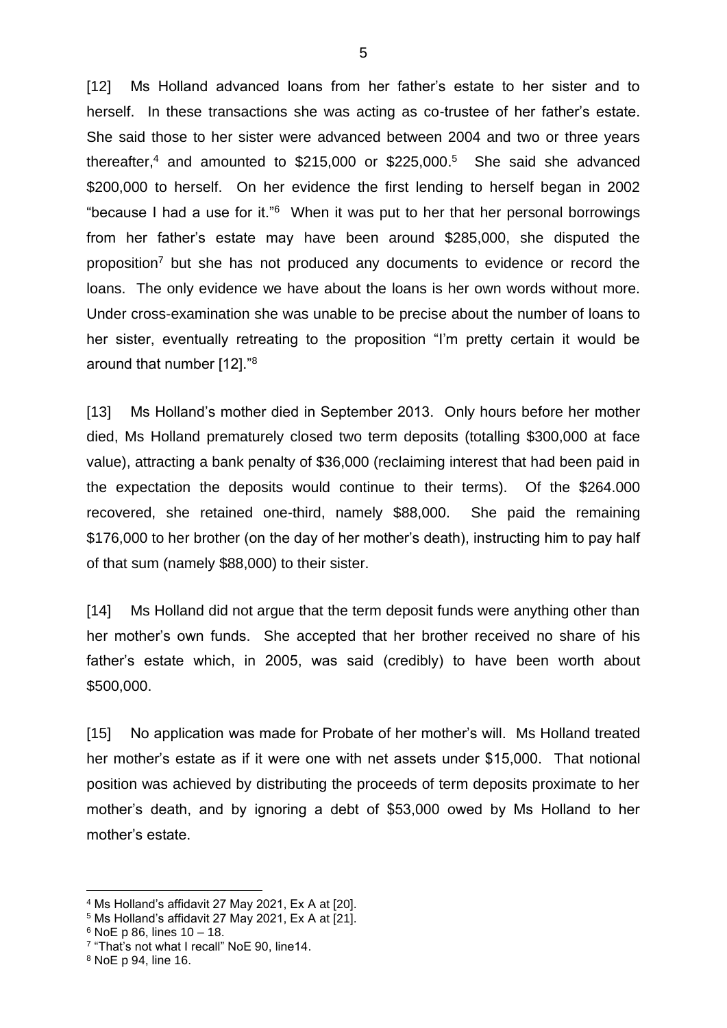[12] Ms Holland advanced loans from her father's estate to her sister and to herself. In these transactions she was acting as co-trustee of her father's estate. She said those to her sister were advanced between 2004 and two or three years thereafter,[4] and amounted to $215,000 or $225,000.[5] She said she advanced $200,000 to herself. On her evidence the first lending to herself began in 2002 "because I had a use for it."[6] When it was put to her that her personal borrowings from her father's estate may have been around $285,000, she disputed the proposition[7] but she has not produced any documents to evidence or record the loans. The only evidence we have about the loans is her own words without more. Under cross-examination she was unable to be precise about the number of loans to her sister, eventually retreating to the proposition "I'm pretty certain it would be around that number [12]."[8]

[13] Ms Holland's mother died in September 2013. Only hours before her mother died, Ms Holland prematurely closed two term deposits (totalling $300,000 at face value), attracting a bank penalty of $36,000 (reclaiming interest that had been paid in the expectation the deposits would continue to their terms). Of the $264.000 recovered, she retained one-third, namely $88,000. She paid the remaining $176,000 to her brother (on the day of her mother's death), instructing him to pay half of that sum (namely $88,000) to their sister.

[14] Ms Holland did not argue that the term deposit funds were anything other than her mother's own funds. She accepted that her brother received no share of his father's estate which, in 2005, was said (credibly) to have been worth about $500,000.

[15] No application was made for Probate of her mother's will. Ms Holland treated her mother's estate as if it were one with net assets under $15,000. That notional position was achieved by distributing the proceeds of term deposits proximate to her mother's death, and by ignoring a debt of $53,000 owed by Ms Holland to her mother's estate.

---

[4] Ms Holland's affidavit 27 May 2021, Ex A at [20].

[5] Ms Holland's affidavit 27 May 2021, Ex A at [21].

[6] NoE p 86, lines 10 – 18.

[7] "That's not what I recall" NoE 90, line14.

[8] NoE p 94, line 16.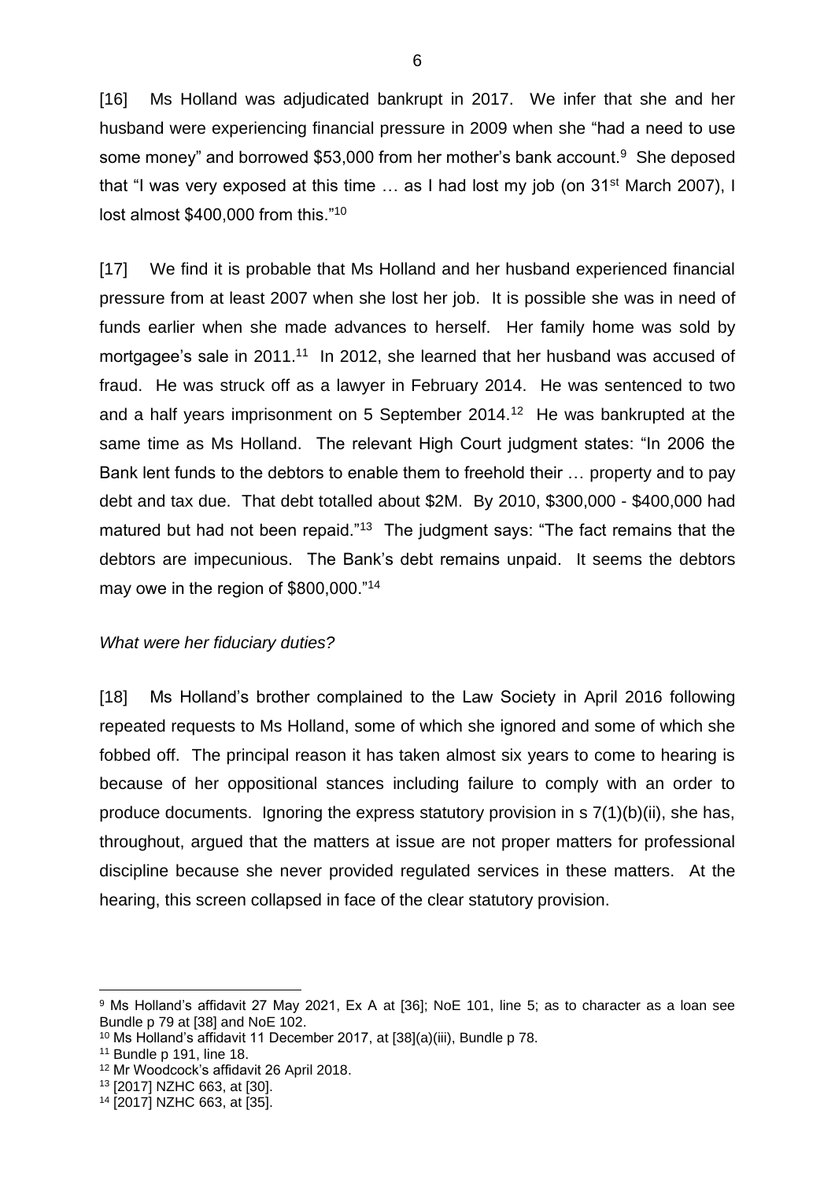[16] Ms Holland was adjudicated bankrupt in 2017. We infer that she and her husband were experiencing financial pressure in 2009 when she "had a need to use some money" and borrowed $53,000 from her mother's bank account.[9] She deposed that "I was very exposed at this time … as I had lost my job (on 31st March 2007), I lost almost $400,000 from this."[10]

[17] We find it is probable that Ms Holland and her husband experienced financial pressure from at least 2007 when she lost her job. It is possible she was in need of funds earlier when she made advances to herself. Her family home was sold by mortgagee's sale in 2011.[11] In 2012, she learned that her husband was accused of fraud. He was struck off as a lawyer in February 2014. He was sentenced to two and a half years imprisonment on 5 September 2014.[12] He was bankrupted at the same time as Ms Holland. The relevant High Court judgment states: "In 2006 the Bank lent funds to the debtors to enable them to freehold their … property and to pay debt and tax due. That debt totalled about $2M. By 2010, $300,000 - $400,000 had matured but had not been repaid."[13] The judgment says: "The fact remains that the debtors are impecunious. The Bank's debt remains unpaid. It seems the debtors may owe in the region of $800,000."[14]

*What were her fiduciary duties?*

[18] Ms Holland's brother complained to the Law Society in April 2016 following repeated requests to Ms Holland, some of which she ignored and some of which she fobbed off. The principal reason it has taken almost six years to come to hearing is because of her oppositional stances including failure to comply with an order to produce documents. Ignoring the express statutory provision in s 7(1)(b)(ii), she has, throughout, argued that the matters at issue are not proper matters for professional discipline because she never provided regulated services in these matters. At the hearing, this screen collapsed in face of the clear statutory provision.

---

[9] Ms Holland's affidavit 27 May 2021, Ex A at [36]; NoE 101, line 5; as to character as a loan see Bundle p 79 at [38] and NoE 102.

[10] Ms Holland's affidavit 11 December 2017, at [38](a)(iii), Bundle p 78.

[11] Bundle p 191, line 18.

[12] Mr Woodcock's affidavit 26 April 2018.

[13] [2017] NZHC 663, at [30].

[14] [2017] NZHC 663, at [35].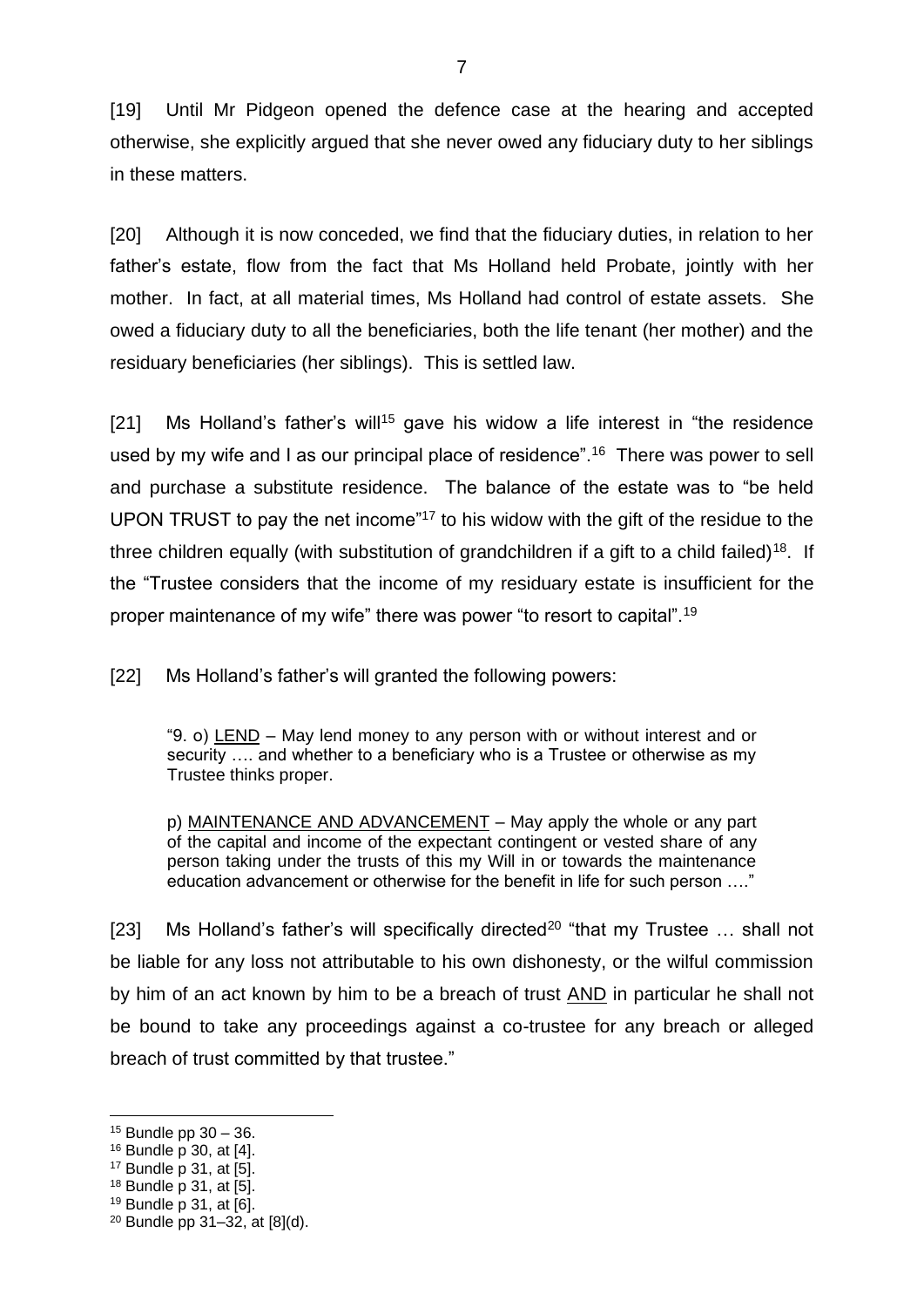[19] Until Mr Pidgeon opened the defence case at the hearing and accepted otherwise, she explicitly argued that she never owed any fiduciary duty to her siblings in these matters.

[20] Although it is now conceded, we find that the fiduciary duties, in relation to her father's estate, flow from the fact that Ms Holland held Probate, jointly with her mother. In fact, at all material times, Ms Holland had control of estate assets. She owed a fiduciary duty to all the beneficiaries, both the life tenant (her mother) and the residuary beneficiaries (her siblings). This is settled law.

[21] Ms Holland's father's will[15] gave his widow a life interest in "the residence used by my wife and I as our principal place of residence".[16] There was power to sell and purchase a substitute residence. The balance of the estate was to "be held UPON TRUST to pay the net income"[17] to his widow with the gift of the residue to the three children equally (with substitution of grandchildren if a gift to a child failed)[18]. If the "Trustee considers that the income of my residuary estate is insufficient for the proper maintenance of my wife" there was power "to resort to capital".[19]

[22] Ms Holland's father's will granted the following powers:

> "9. o) <u>LEND</u> – May lend money to any person with or without interest and or security …. and whether to a beneficiary who is a Trustee or otherwise as my Trustee thinks proper.
>
> p) <u>MAINTENANCE AND ADVANCEMENT</u> – May apply the whole or any part of the capital and income of the expectant contingent or vested share of any person taking under the trusts of this my Will in or towards the maintenance education advancement or otherwise for the benefit in life for such person …."

[23] Ms Holland's father's will specifically directed[20] "that my Trustee … shall not be liable for any loss not attributable to his own dishonesty, or the wilful commission by him of an act known by him to be a breach of trust <u>AND</u> in particular he shall not be bound to take any proceedings against a co-trustee for any breach or alleged breach of trust committed by that trustee."

---

[15] Bundle pp 30 – 36.

[16] Bundle p 30, at [4].

[17] Bundle p 31, at [5].

[18] Bundle p 31, at [5].

[19] Bundle p 31, at [6].

[20] Bundle pp 31–32, at [8](d).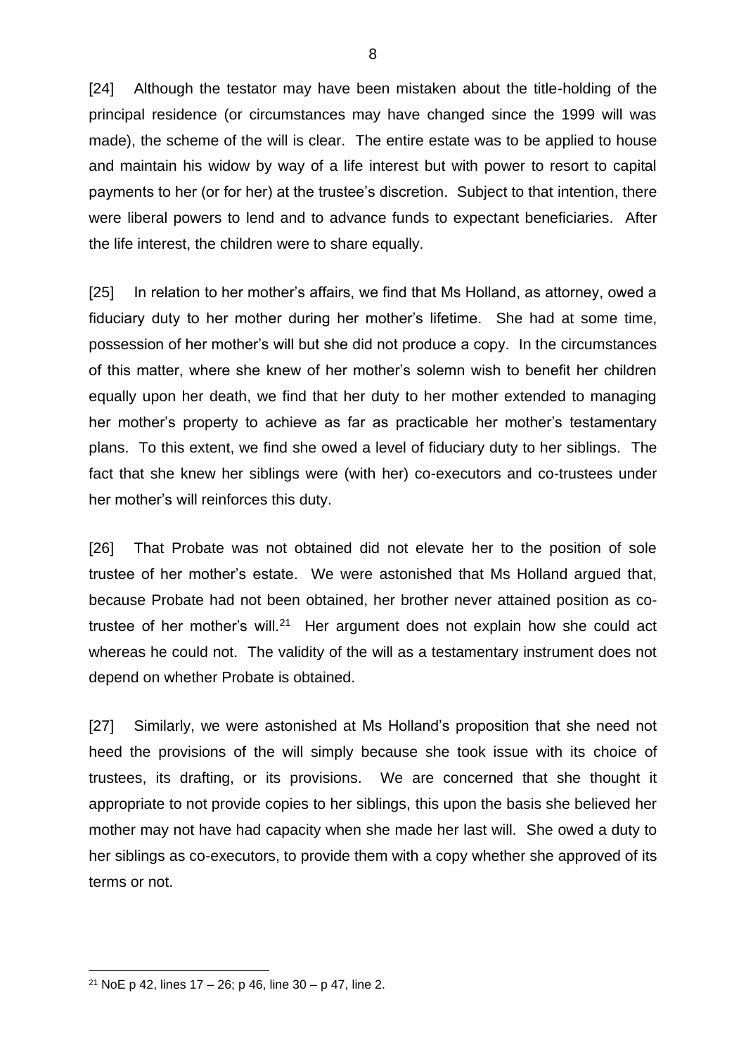[24] Although the testator may have been mistaken about the title-holding of the principal residence (or circumstances may have changed since the 1999 will was made), the scheme of the will is clear. The entire estate was to be applied to house and maintain his widow by way of a life interest but with power to resort to capital payments to her (or for her) at the trustee's discretion. Subject to that intention, there were liberal powers to lend and to advance funds to expectant beneficiaries. After the life interest, the children were to share equally.

[25] In relation to her mother's affairs, we find that Ms Holland, as attorney, owed a fiduciary duty to her mother during her mother's lifetime. She had at some time, possession of her mother's will but she did not produce a copy. In the circumstances of this matter, where she knew of her mother's solemn wish to benefit her children equally upon her death, we find that her duty to her mother extended to managing her mother's property to achieve as far as practicable her mother's testamentary plans. To this extent, we find she owed a level of fiduciary duty to her siblings. The fact that she knew her siblings were (with her) co-executors and co-trustees under her mother's will reinforces this duty.

[26] That Probate was not obtained did not elevate her to the position of sole trustee of her mother's estate. We were astonished that Ms Holland argued that, because Probate had not been obtained, her brother never attained position as co-trustee of her mother's will.[21] Her argument does not explain how she could act whereas he could not. The validity of the will as a testamentary instrument does not depend on whether Probate is obtained.

[27] Similarly, we were astonished at Ms Holland's proposition that she need not heed the provisions of the will simply because she took issue with its choice of trustees, its drafting, or its provisions. We are concerned that she thought it appropriate to not provide copies to her siblings, this upon the basis she believed her mother may not have had capacity when she made her last will. She owed a duty to her siblings as co-executors, to provide them with a copy whether she approved of its terms or not.

[21] NoE p 42, lines 17 – 26; p 46, line 30 – p 47, line 2.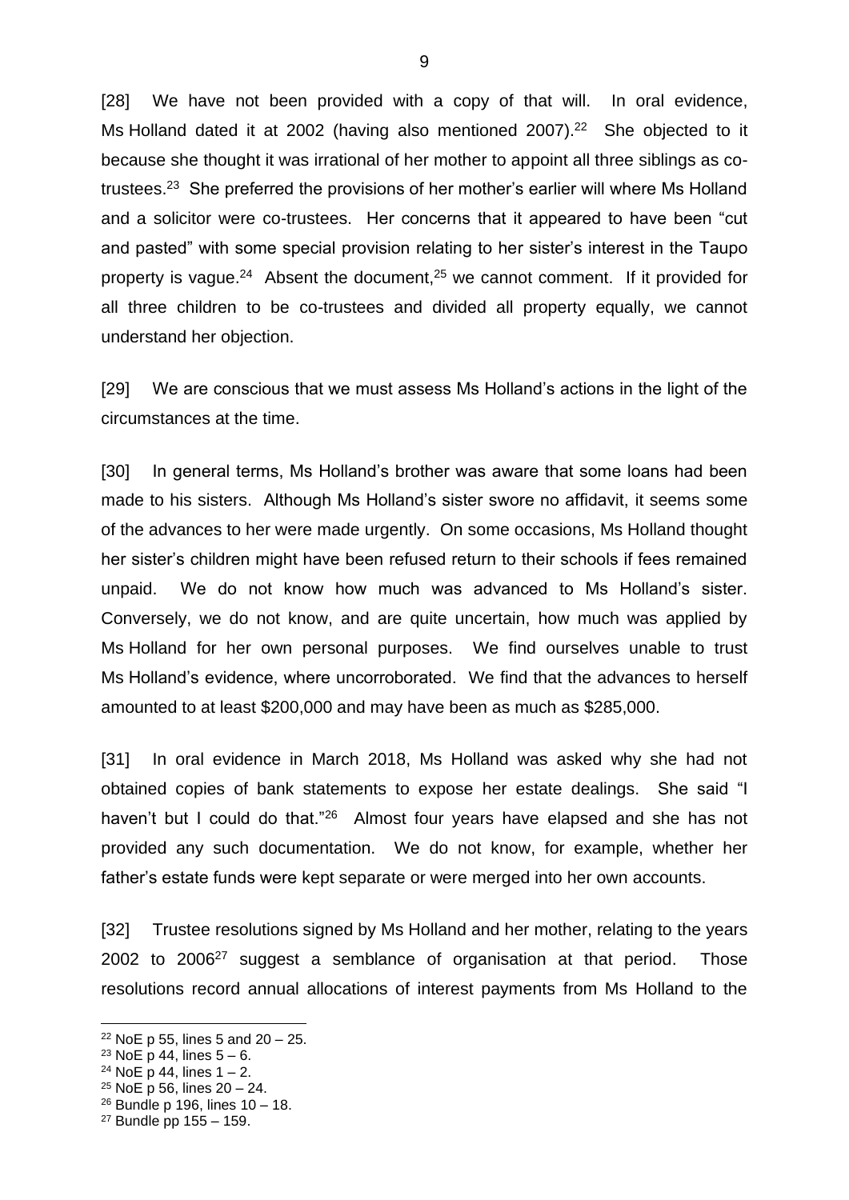[28] We have not been provided with a copy of that will. In oral evidence, Ms Holland dated it at 2002 (having also mentioned 2007).[22] She objected to it because she thought it was irrational of her mother to appoint all three siblings as co-trustees.[23] She preferred the provisions of her mother's earlier will where Ms Holland and a solicitor were co-trustees. Her concerns that it appeared to have been "cut and pasted" with some special provision relating to her sister's interest in the Taupo property is vague.[24] Absent the document,[25] we cannot comment. If it provided for all three children to be co-trustees and divided all property equally, we cannot understand her objection.

[29] We are conscious that we must assess Ms Holland's actions in the light of the circumstances at the time.

[30] In general terms, Ms Holland's brother was aware that some loans had been made to his sisters. Although Ms Holland's sister swore no affidavit, it seems some of the advances to her were made urgently. On some occasions, Ms Holland thought her sister's children might have been refused return to their schools if fees remained unpaid. We do not know how much was advanced to Ms Holland's sister. Conversely, we do not know, and are quite uncertain, how much was applied by Ms Holland for her own personal purposes. We find ourselves unable to trust Ms Holland's evidence, where uncorroborated. We find that the advances to herself amounted to at least $200,000 and may have been as much as $285,000.

[31] In oral evidence in March 2018, Ms Holland was asked why she had not obtained copies of bank statements to expose her estate dealings. She said "I haven't but I could do that."[26] Almost four years have elapsed and she has not provided any such documentation. We do not know, for example, whether her father's estate funds were kept separate or were merged into her own accounts.

[32] Trustee resolutions signed by Ms Holland and her mother, relating to the years 2002 to 2006[27] suggest a semblance of organisation at that period. Those resolutions record annual allocations of interest payments from Ms Holland to the

---

[22] NoE p 55, lines 5 and 20 – 25.

[23] NoE p 44, lines 5 – 6.

[24] NoE p 44, lines 1 – 2.

[25] NoE p 56, lines 20 – 24.

[26] Bundle p 196, lines 10 – 18.

[27] Bundle pp 155 – 159.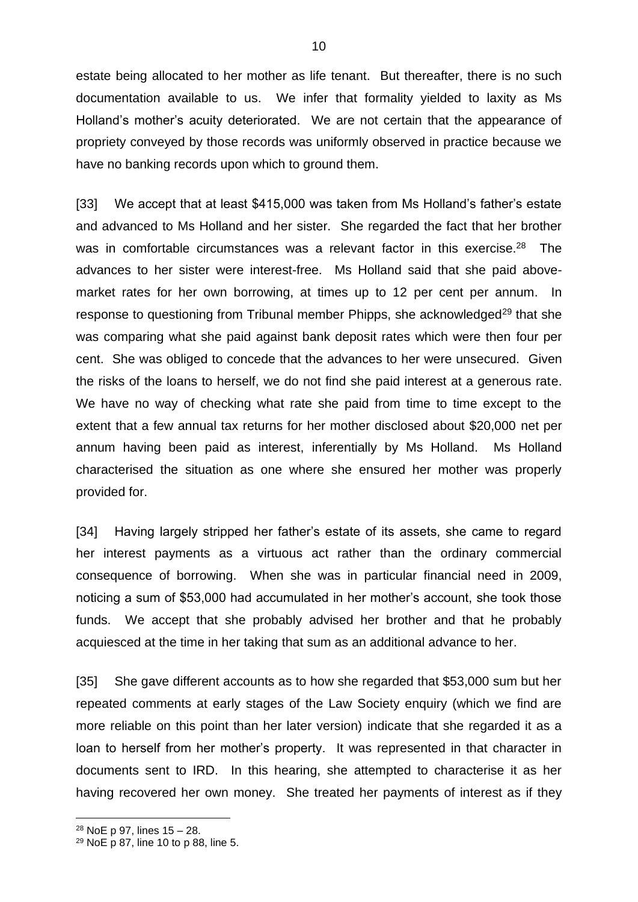estate being allocated to her mother as life tenant. But thereafter, there is no such documentation available to us. We infer that formality yielded to laxity as Ms Holland's mother's acuity deteriorated. We are not certain that the appearance of propriety conveyed by those records was uniformly observed in practice because we have no banking records upon which to ground them.

[33] We accept that at least $415,000 was taken from Ms Holland's father's estate and advanced to Ms Holland and her sister. She regarded the fact that her brother was in comfortable circumstances was a relevant factor in this exercise.[28] The advances to her sister were interest-free. Ms Holland said that she paid above-market rates for her own borrowing, at times up to 12 per cent per annum. In response to questioning from Tribunal member Phipps, she acknowledged[29] that she was comparing what she paid against bank deposit rates which were then four per cent. She was obliged to concede that the advances to her were unsecured. Given the risks of the loans to herself, we do not find she paid interest at a generous rate. We have no way of checking what rate she paid from time to time except to the extent that a few annual tax returns for her mother disclosed about $20,000 net per annum having been paid as interest, inferentially by Ms Holland. Ms Holland characterised the situation as one where she ensured her mother was properly provided for.

[34] Having largely stripped her father's estate of its assets, she came to regard her interest payments as a virtuous act rather than the ordinary commercial consequence of borrowing. When she was in particular financial need in 2009, noticing a sum of $53,000 had accumulated in her mother's account, she took those funds. We accept that she probably advised her brother and that he probably acquiesced at the time in her taking that sum as an additional advance to her.

[35] She gave different accounts as to how she regarded that $53,000 sum but her repeated comments at early stages of the Law Society enquiry (which we find are more reliable on this point than her later version) indicate that she regarded it as a loan to herself from her mother's property. It was represented in that character in documents sent to IRD. In this hearing, she attempted to characterise it as her having recovered her own money. She treated her payments of interest as if they

[28] NoE p 97, lines 15 – 28.

[29] NoE p 87, line 10 to p 88, line 5.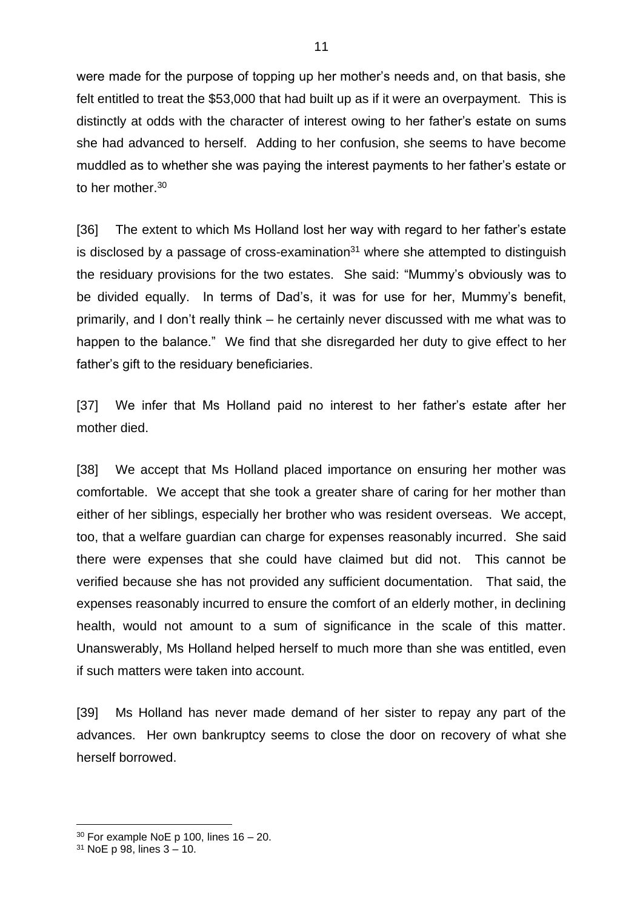were made for the purpose of topping up her mother's needs and, on that basis, she felt entitled to treat the $53,000 that had built up as if it were an overpayment. This is distinctly at odds with the character of interest owing to her father's estate on sums she had advanced to herself. Adding to her confusion, she seems to have become muddled as to whether she was paying the interest payments to her father's estate or to her mother.[30]

[36] The extent to which Ms Holland lost her way with regard to her father's estate is disclosed by a passage of cross-examination[31] where she attempted to distinguish the residuary provisions for the two estates. She said: "Mummy's obviously was to be divided equally. In terms of Dad's, it was for use for her, Mummy's benefit, primarily, and I don't really think – he certainly never discussed with me what was to happen to the balance." We find that she disregarded her duty to give effect to her father's gift to the residuary beneficiaries.

[37] We infer that Ms Holland paid no interest to her father's estate after her mother died.

[38] We accept that Ms Holland placed importance on ensuring her mother was comfortable. We accept that she took a greater share of caring for her mother than either of her siblings, especially her brother who was resident overseas. We accept, too, that a welfare guardian can charge for expenses reasonably incurred. She said there were expenses that she could have claimed but did not. This cannot be verified because she has not provided any sufficient documentation. That said, the expenses reasonably incurred to ensure the comfort of an elderly mother, in declining health, would not amount to a sum of significance in the scale of this matter. Unanswerably, Ms Holland helped herself to much more than she was entitled, even if such matters were taken into account.

[39] Ms Holland has never made demand of her sister to repay any part of the advances. Her own bankruptcy seems to close the door on recovery of what she herself borrowed.

---

[30] For example NoE p 100, lines 16 – 20.

[31] NoE p 98, lines 3 – 10.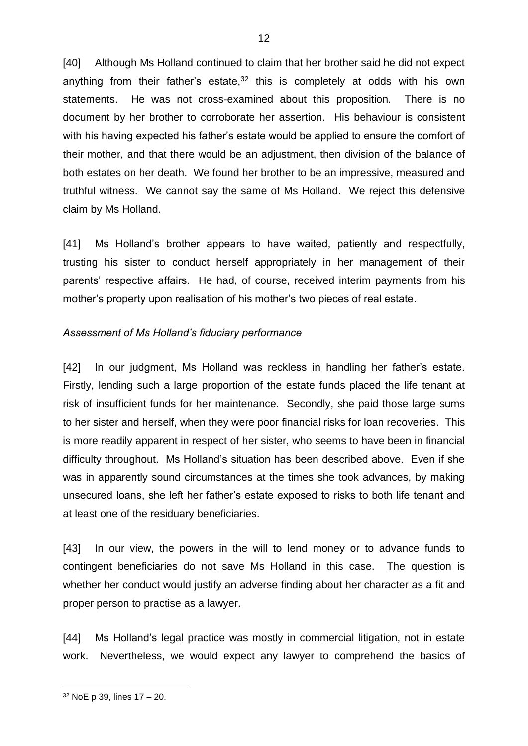[40] Although Ms Holland continued to claim that her brother said he did not expect anything from their father's estate,[32] this is completely at odds with his own statements. He was not cross-examined about this proposition. There is no document by her brother to corroborate her assertion. His behaviour is consistent with his having expected his father's estate would be applied to ensure the comfort of their mother, and that there would be an adjustment, then division of the balance of both estates on her death. We found her brother to be an impressive, measured and truthful witness. We cannot say the same of Ms Holland. We reject this defensive claim by Ms Holland.

[41] Ms Holland's brother appears to have waited, patiently and respectfully, trusting his sister to conduct herself appropriately in her management of their parents' respective affairs. He had, of course, received interim payments from his mother's property upon realisation of his mother's two pieces of real estate.

*Assessment of Ms Holland's fiduciary performance*

[42] In our judgment, Ms Holland was reckless in handling her father's estate. Firstly, lending such a large proportion of the estate funds placed the life tenant at risk of insufficient funds for her maintenance. Secondly, she paid those large sums to her sister and herself, when they were poor financial risks for loan recoveries. This is more readily apparent in respect of her sister, who seems to have been in financial difficulty throughout. Ms Holland's situation has been described above. Even if she was in apparently sound circumstances at the times she took advances, by making unsecured loans, she left her father's estate exposed to risks to both life tenant and at least one of the residuary beneficiaries.

[43] In our view, the powers in the will to lend money or to advance funds to contingent beneficiaries do not save Ms Holland in this case. The question is whether her conduct would justify an adverse finding about her character as a fit and proper person to practise as a lawyer.

[44] Ms Holland's legal practice was mostly in commercial litigation, not in estate work. Nevertheless, we would expect any lawyer to comprehend the basics of

[32] NoE p 39, lines 17 – 20.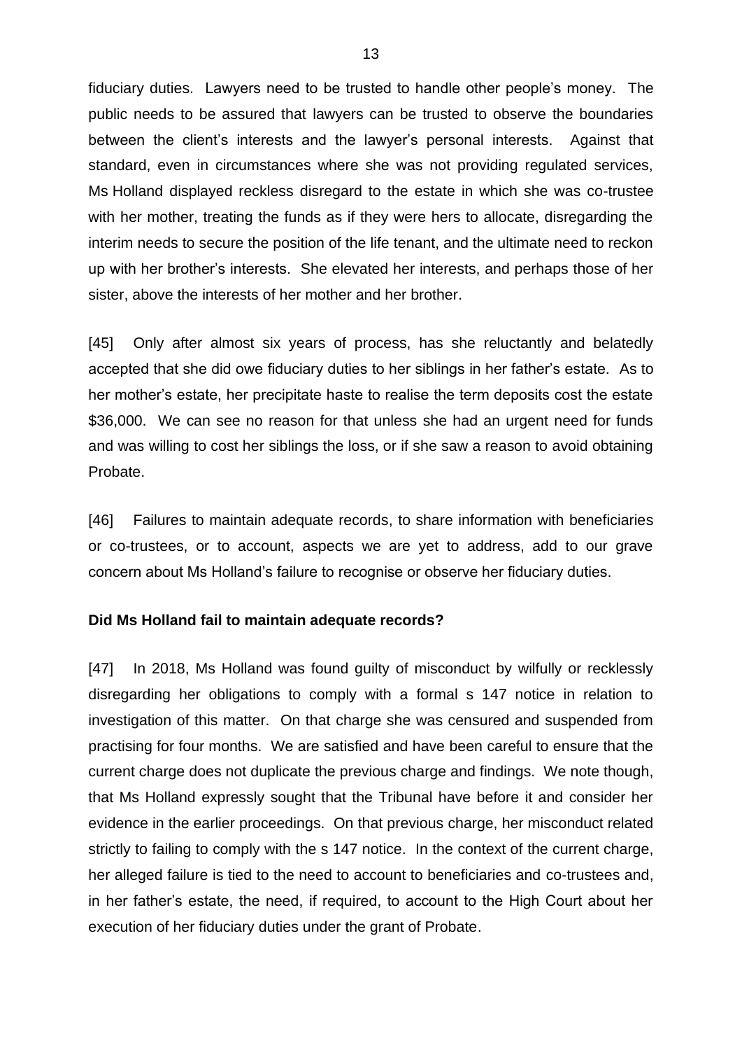fiduciary duties. Lawyers need to be trusted to handle other people's money. The public needs to be assured that lawyers can be trusted to observe the boundaries between the client's interests and the lawyer's personal interests. Against that standard, even in circumstances where she was not providing regulated services, Ms Holland displayed reckless disregard to the estate in which she was co-trustee with her mother, treating the funds as if they were hers to allocate, disregarding the interim needs to secure the position of the life tenant, and the ultimate need to reckon up with her brother's interests. She elevated her interests, and perhaps those of her sister, above the interests of her mother and her brother.

[45] Only after almost six years of process, has she reluctantly and belatedly accepted that she did owe fiduciary duties to her siblings in her father's estate. As to her mother's estate, her precipitate haste to realise the term deposits cost the estate $36,000. We can see no reason for that unless she had an urgent need for funds and was willing to cost her siblings the loss, or if she saw a reason to avoid obtaining Probate.

[46] Failures to maintain adequate records, to share information with beneficiaries or co-trustees, or to account, aspects we are yet to address, add to our grave concern about Ms Holland's failure to recognise or observe her fiduciary duties.

**Did Ms Holland fail to maintain adequate records?**

[47] In 2018, Ms Holland was found guilty of misconduct by wilfully or recklessly disregarding her obligations to comply with a formal s 147 notice in relation to investigation of this matter. On that charge she was censured and suspended from practising for four months. We are satisfied and have been careful to ensure that the current charge does not duplicate the previous charge and findings. We note though, that Ms Holland expressly sought that the Tribunal have before it and consider her evidence in the earlier proceedings. On that previous charge, her misconduct related strictly to failing to comply with the s 147 notice. In the context of the current charge, her alleged failure is tied to the need to account to beneficiaries and co-trustees and, in her father's estate, the need, if required, to account to the High Court about her execution of her fiduciary duties under the grant of Probate.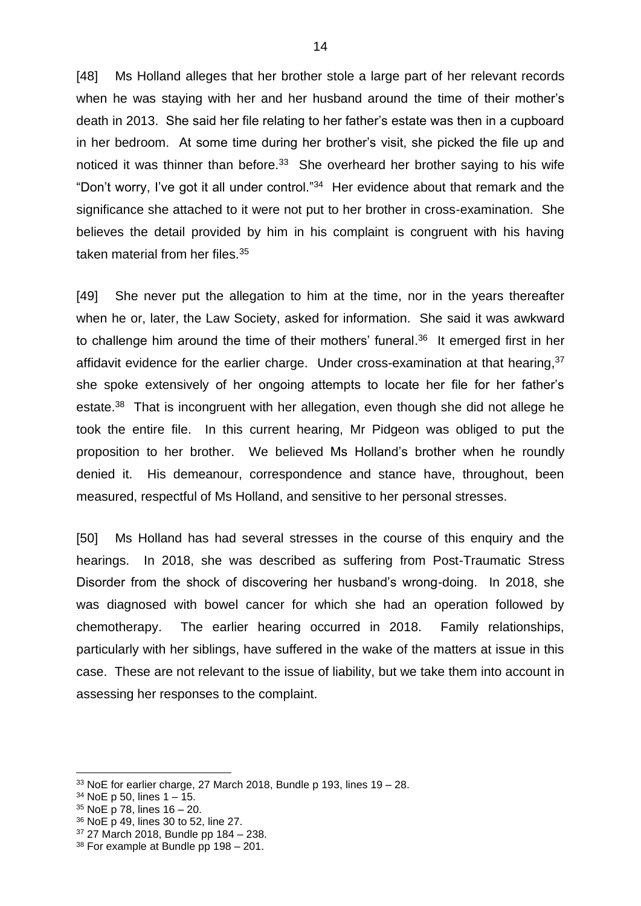[48] Ms Holland alleges that her brother stole a large part of her relevant records when he was staying with her and her husband around the time of their mother's death in 2013. She said her file relating to her father's estate was then in a cupboard in her bedroom. At some time during her brother's visit, she picked the file up and noticed it was thinner than before.[33] She overheard her brother saying to his wife "Don't worry, I've got it all under control."[34] Her evidence about that remark and the significance she attached to it were not put to her brother in cross-examination. She believes the detail provided by him in his complaint is congruent with his having taken material from her files.[35]

[49] She never put the allegation to him at the time, nor in the years thereafter when he or, later, the Law Society, asked for information. She said it was awkward to challenge him around the time of their mothers' funeral.[36] It emerged first in her affidavit evidence for the earlier charge. Under cross-examination at that hearing,[37] she spoke extensively of her ongoing attempts to locate her file for her father's estate.[38] That is incongruent with her allegation, even though she did not allege he took the entire file. In this current hearing, Mr Pidgeon was obliged to put the proposition to her brother. We believed Ms Holland's brother when he roundly denied it. His demeanour, correspondence and stance have, throughout, been measured, respectful of Ms Holland, and sensitive to her personal stresses.

[50] Ms Holland has had several stresses in the course of this enquiry and the hearings. In 2018, she was described as suffering from Post-Traumatic Stress Disorder from the shock of discovering her husband's wrong-doing. In 2018, she was diagnosed with bowel cancer for which she had an operation followed by chemotherapy. The earlier hearing occurred in 2018. Family relationships, particularly with her siblings, have suffered in the wake of the matters at issue in this case. These are not relevant to the issue of liability, but we take them into account in assessing her responses to the complaint.

---

[33] NoE for earlier charge, 27 March 2018, Bundle p 193, lines 19 – 28.
[34] NoE p 50, lines 1 – 15.
[35] NoE p 78, lines 16 – 20.
[36] NoE p 49, lines 30 to 52, line 27.
[37] 27 March 2018, Bundle pp 184 – 238.
[38] For example at Bundle pp 198 – 201.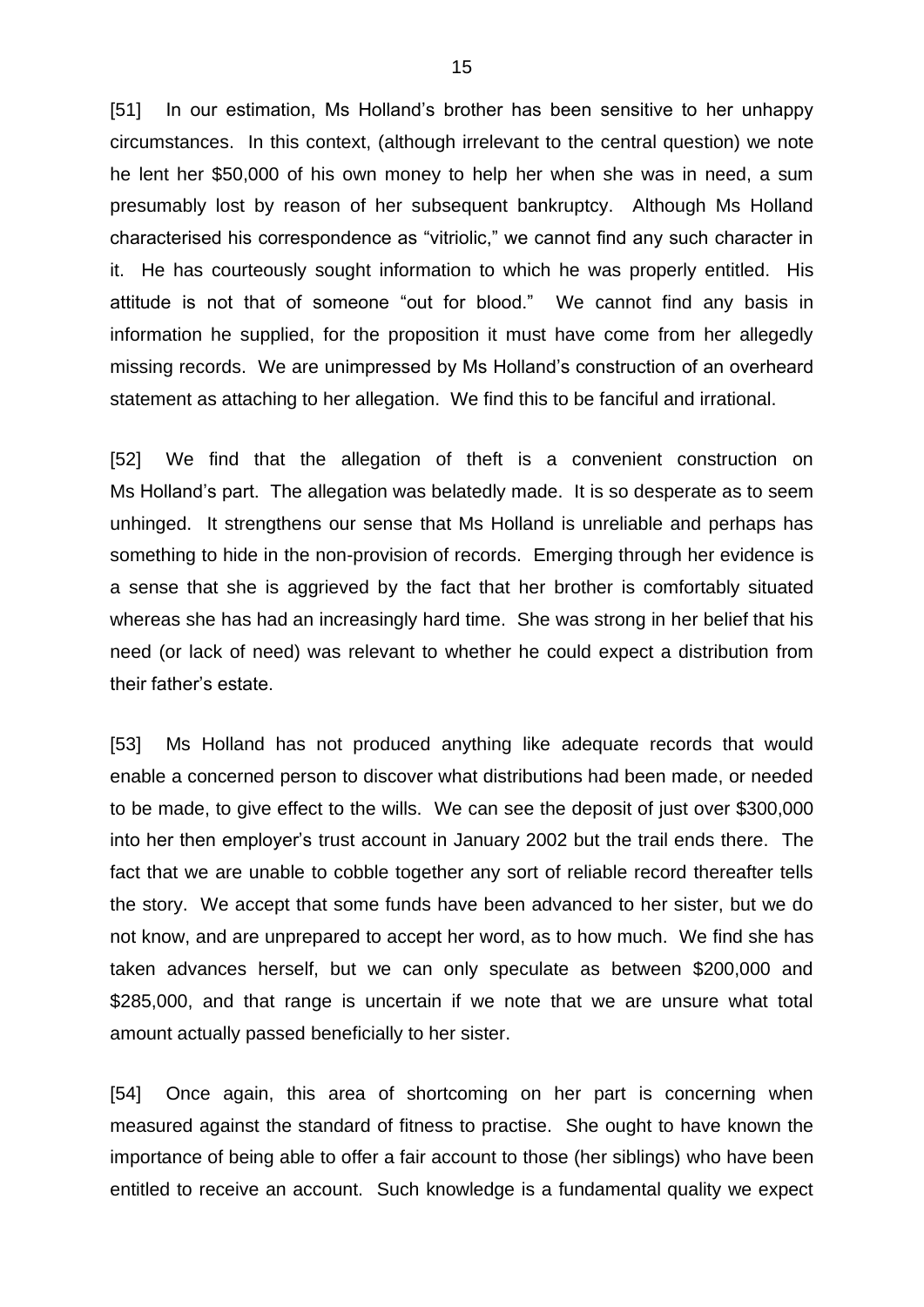[51] In our estimation, Ms Holland's brother has been sensitive to her unhappy circumstances. In this context, (although irrelevant to the central question) we note he lent her $50,000 of his own money to help her when she was in need, a sum presumably lost by reason of her subsequent bankruptcy. Although Ms Holland characterised his correspondence as "vitriolic," we cannot find any such character in it. He has courteously sought information to which he was properly entitled. His attitude is not that of someone "out for blood." We cannot find any basis in information he supplied, for the proposition it must have come from her allegedly missing records. We are unimpressed by Ms Holland's construction of an overheard statement as attaching to her allegation. We find this to be fanciful and irrational.

[52] We find that the allegation of theft is a convenient construction on Ms Holland's part. The allegation was belatedly made. It is so desperate as to seem unhinged. It strengthens our sense that Ms Holland is unreliable and perhaps has something to hide in the non-provision of records. Emerging through her evidence is a sense that she is aggrieved by the fact that her brother is comfortably situated whereas she has had an increasingly hard time. She was strong in her belief that his need (or lack of need) was relevant to whether he could expect a distribution from their father's estate.

[53] Ms Holland has not produced anything like adequate records that would enable a concerned person to discover what distributions had been made, or needed to be made, to give effect to the wills. We can see the deposit of just over $300,000 into her then employer's trust account in January 2002 but the trail ends there. The fact that we are unable to cobble together any sort of reliable record thereafter tells the story. We accept that some funds have been advanced to her sister, but we do not know, and are unprepared to accept her word, as to how much. We find she has taken advances herself, but we can only speculate as between $200,000 and $285,000, and that range is uncertain if we note that we are unsure what total amount actually passed beneficially to her sister.

[54] Once again, this area of shortcoming on her part is concerning when measured against the standard of fitness to practise. She ought to have known the importance of being able to offer a fair account to those (her siblings) who have been entitled to receive an account. Such knowledge is a fundamental quality we expect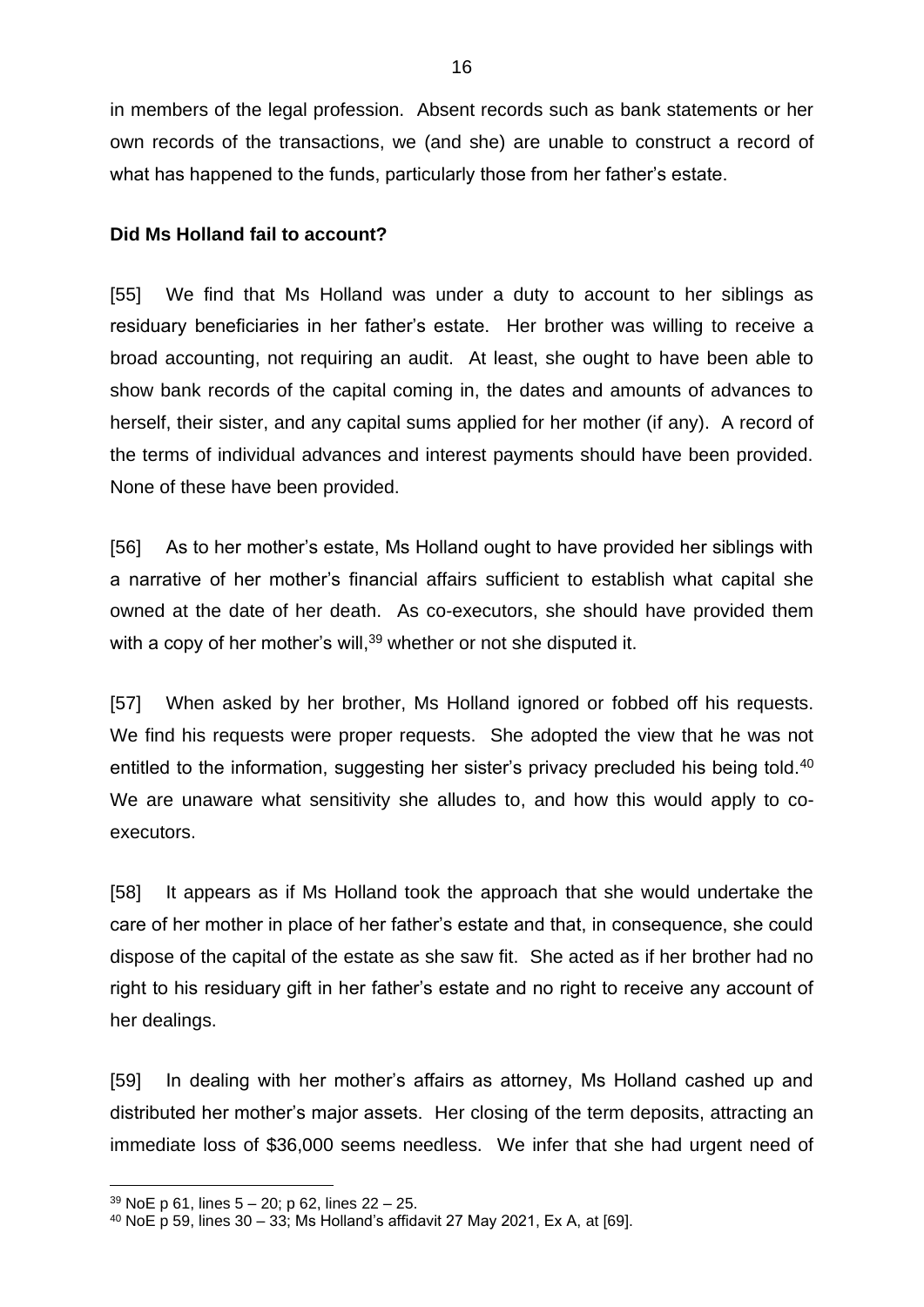in members of the legal profession. Absent records such as bank statements or her own records of the transactions, we (and she) are unable to construct a record of what has happened to the funds, particularly those from her father's estate.

**Did Ms Holland fail to account?**

[55] We find that Ms Holland was under a duty to account to her siblings as residuary beneficiaries in her father's estate. Her brother was willing to receive a broad accounting, not requiring an audit. At least, she ought to have been able to show bank records of the capital coming in, the dates and amounts of advances to herself, their sister, and any capital sums applied for her mother (if any). A record of the terms of individual advances and interest payments should have been provided. None of these have been provided.

[56] As to her mother's estate, Ms Holland ought to have provided her siblings with a narrative of her mother's financial affairs sufficient to establish what capital she owned at the date of her death. As co-executors, she should have provided them with a copy of her mother's will,[39] whether or not she disputed it.

[57] When asked by her brother, Ms Holland ignored or fobbed off his requests. We find his requests were proper requests. She adopted the view that he was not entitled to the information, suggesting her sister's privacy precluded his being told.[40] We are unaware what sensitivity she alludes to, and how this would apply to co-executors.

[58] It appears as if Ms Holland took the approach that she would undertake the care of her mother in place of her father's estate and that, in consequence, she could dispose of the capital of the estate as she saw fit. She acted as if her brother had no right to his residuary gift in her father's estate and no right to receive any account of her dealings.

[59] In dealing with her mother's affairs as attorney, Ms Holland cashed up and distributed her mother's major assets. Her closing of the term deposits, attracting an immediate loss of $36,000 seems needless. We infer that she had urgent need of

---

[39] NoE p 61, lines 5 – 20; p 62, lines 22 – 25.

[40] NoE p 59, lines 30 – 33; Ms Holland's affidavit 27 May 2021, Ex A, at [69].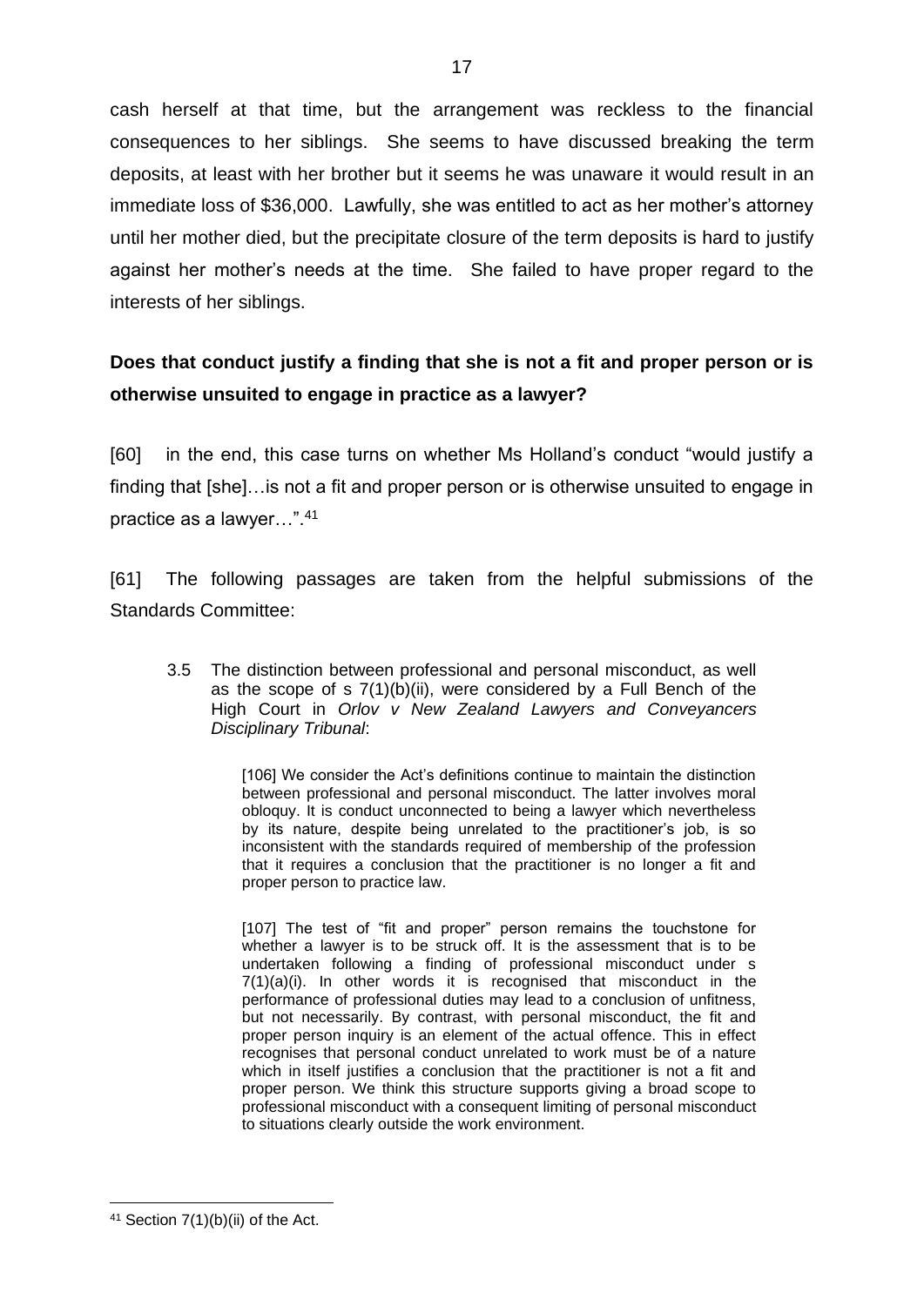cash herself at that time, but the arrangement was reckless to the financial consequences to her siblings. She seems to have discussed breaking the term deposits, at least with her brother but it seems he was unaware it would result in an immediate loss of $36,000. Lawfully, she was entitled to act as her mother's attorney until her mother died, but the precipitate closure of the term deposits is hard to justify against her mother's needs at the time. She failed to have proper regard to the interests of her siblings.

**Does that conduct justify a finding that she is not a fit and proper person or is otherwise unsuited to engage in practice as a lawyer?**

[60] in the end, this case turns on whether Ms Holland's conduct "would justify a finding that [she]…is not a fit and proper person or is otherwise unsuited to engage in practice as a lawyer…".[41]

[61] The following passages are taken from the helpful submissions of the Standards Committee:

> 3.5 The distinction between professional and personal misconduct, as well as the scope of s 7(1)(b)(ii), were considered by a Full Bench of the High Court in *Orlov v New Zealand Lawyers and Conveyancers Disciplinary Tribunal*:
>
> > [106] We consider the Act's definitions continue to maintain the distinction between professional and personal misconduct. The latter involves moral obloquy. It is conduct unconnected to being a lawyer which nevertheless by its nature, despite being unrelated to the practitioner's job, is so inconsistent with the standards required of membership of the profession that it requires a conclusion that the practitioner is no longer a fit and proper person to practice law.
> >
> > [107] The test of "fit and proper" person remains the touchstone for whether a lawyer is to be struck off. It is the assessment that is to be undertaken following a finding of professional misconduct under s 7(1)(a)(i). In other words it is recognised that misconduct in the performance of professional duties may lead to a conclusion of unfitness, but not necessarily. By contrast, with personal misconduct, the fit and proper person inquiry is an element of the actual offence. This in effect recognises that personal conduct unrelated to work must be of a nature which in itself justifies a conclusion that the practitioner is not a fit and proper person. We think this structure supports giving a broad scope to professional misconduct with a consequent limiting of personal misconduct to situations clearly outside the work environment.

[41] Section 7(1)(b)(ii) of the Act.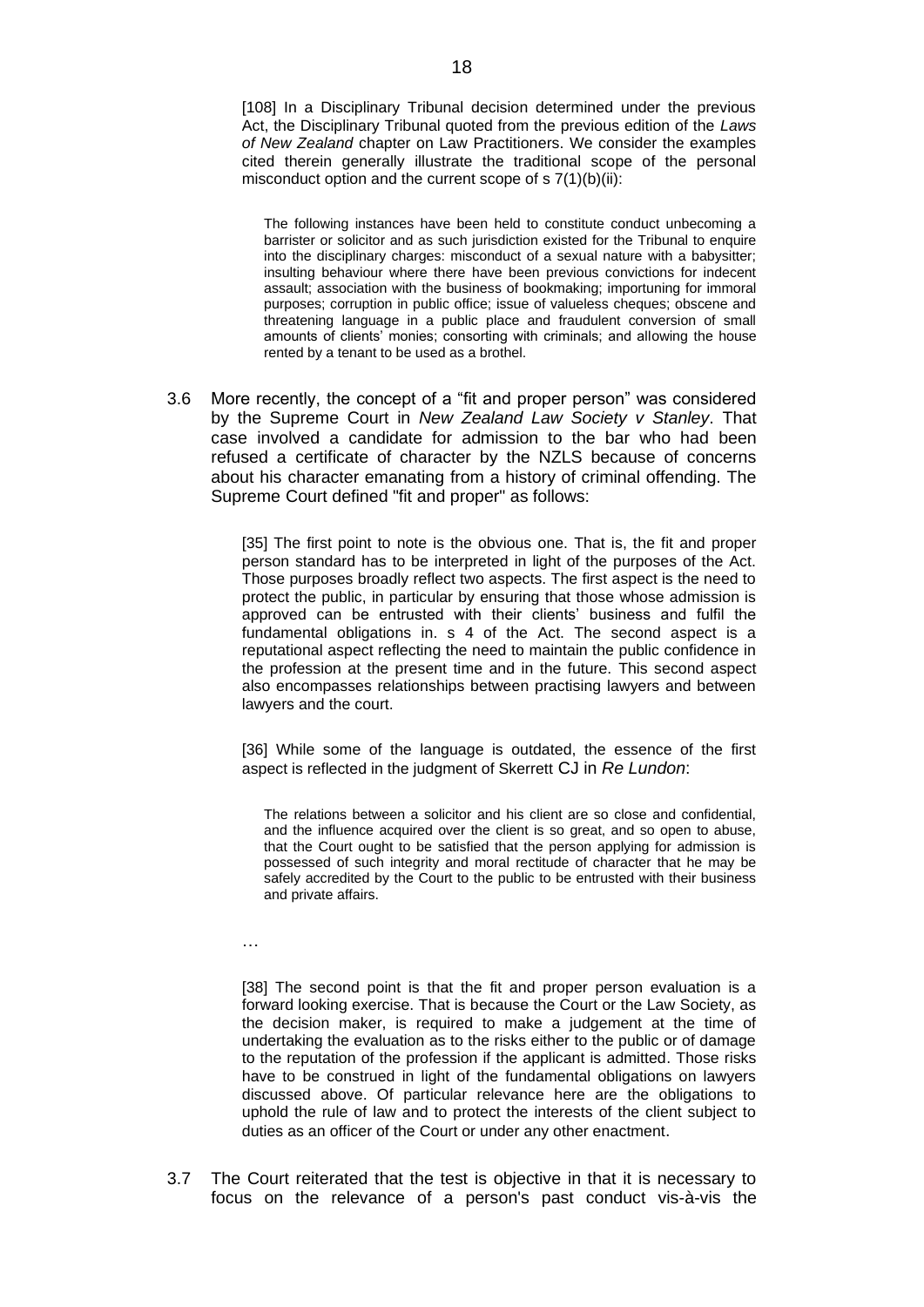[108] In a Disciplinary Tribunal decision determined under the previous Act, the Disciplinary Tribunal quoted from the previous edition of the *Laws of New Zealand* chapter on Law Practitioners. We consider the examples cited therein generally illustrate the traditional scope of the personal misconduct option and the current scope of s 7(1)(b)(ii):

> The following instances have been held to constitute conduct unbecoming a barrister or solicitor and as such jurisdiction existed for the Tribunal to enquire into the disciplinary charges: misconduct of a sexual nature with a babysitter; insulting behaviour where there have been previous convictions for indecent assault; association with the business of bookmaking; importuning for immoral purposes; corruption in public office; issue of valueless cheques; obscene and threatening language in a public place and fraudulent conversion of small amounts of clients' monies; consorting with criminals; and allowing the house rented by a tenant to be used as a brothel.

3.6 More recently, the concept of a "fit and proper person" was considered by the Supreme Court in *New Zealand Law Society v Stanley*. That case involved a candidate for admission to the bar who had been refused a certificate of character by the NZLS because of concerns about his character emanating from a history of criminal offending. The Supreme Court defined "fit and proper" as follows:

> [35] The first point to note is the obvious one. That is, the fit and proper person standard has to be interpreted in light of the purposes of the Act. Those purposes broadly reflect two aspects. The first aspect is the need to protect the public, in particular by ensuring that those whose admission is approved can be entrusted with their clients' business and fulfil the fundamental obligations in. s 4 of the Act. The second aspect is a reputational aspect reflecting the need to maintain the public confidence in the profession at the present time and in the future. This second aspect also encompasses relationships between practising lawyers and between lawyers and the court.
>
> [36] While some of the language is outdated, the essence of the first aspect is reflected in the judgment of Skerrett CJ in *Re Lundon*:
>
> > The relations between a solicitor and his client are so close and confidential, and the influence acquired over the client is so great, and so open to abuse, that the Court ought to be satisfied that the person applying for admission is possessed of such integrity and moral rectitude of character that he may be safely accredited by the Court to the public to be entrusted with their business and private affairs.
>
> …
>
> [38] The second point is that the fit and proper person evaluation is a forward looking exercise. That is because the Court or the Law Society, as the decision maker, is required to make a judgement at the time of undertaking the evaluation as to the risks either to the public or of damage to the reputation of the profession if the applicant is admitted. Those risks have to be construed in light of the fundamental obligations on lawyers discussed above. Of particular relevance here are the obligations to uphold the rule of law and to protect the interests of the client subject to duties as an officer of the Court or under any other enactment.

3.7 The Court reiterated that the test is objective in that it is necessary to focus on the relevance of a person's past conduct vis-à-vis the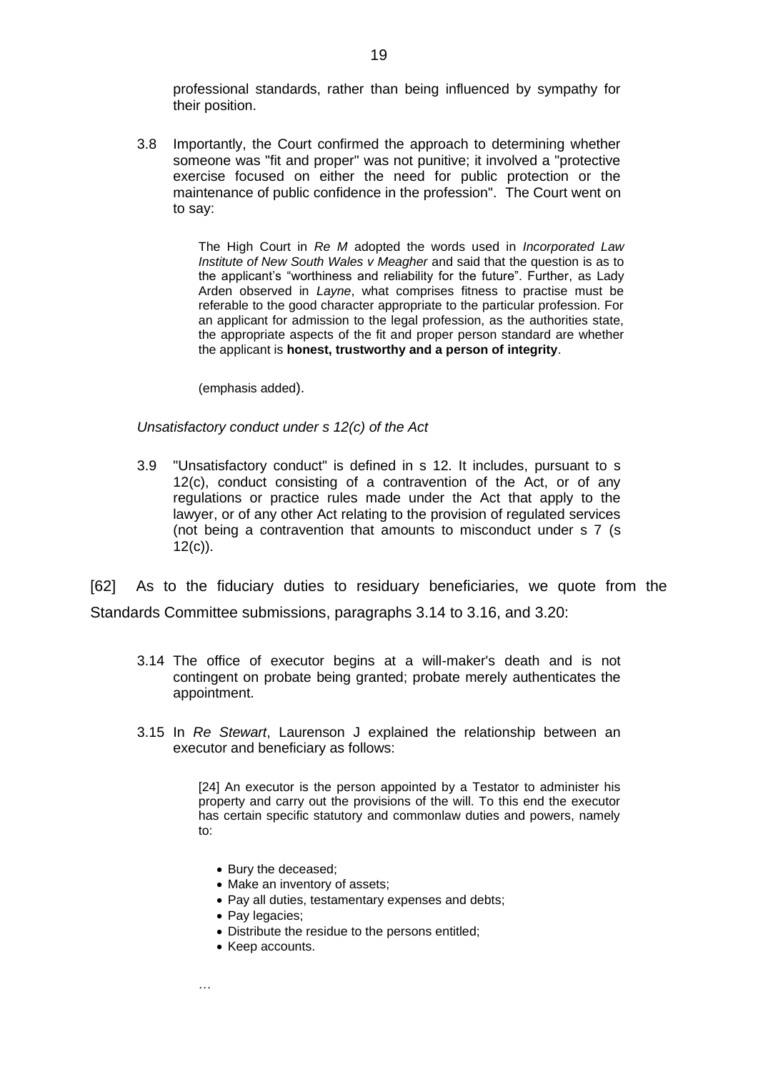professional standards, rather than being influenced by sympathy for their position.

3.8 Importantly, the Court confirmed the approach to determining whether someone was "fit and proper" was not punitive; it involved a "protective exercise focused on either the need for public protection or the maintenance of public confidence in the profession". The Court went on to say:

> The High Court in *Re M* adopted the words used in *Incorporated Law Institute of New South Wales v Meagher* and said that the question is as to the applicant's "worthiness and reliability for the future". Further, as Lady Arden observed in *Layne*, what comprises fitness to practise must be referable to the good character appropriate to the particular profession. For an applicant for admission to the legal profession, as the authorities state, the appropriate aspects of the fit and proper person standard are whether the applicant is **honest, trustworthy and a person of integrity**.
>
> (emphasis added).

*Unsatisfactory conduct under s 12(c) of the Act*

3.9 "Unsatisfactory conduct" is defined in s 12. It includes, pursuant to s 12(c), conduct consisting of a contravention of the Act, or of any regulations or practice rules made under the Act that apply to the lawyer, or of any other Act relating to the provision of regulated services (not being a contravention that amounts to misconduct under s 7 (s 12(c)).

[62] As to the fiduciary duties to residuary beneficiaries, we quote from the Standards Committee submissions, paragraphs 3.14 to 3.16, and 3.20:

3.14 The office of executor begins at a will-maker's death and is not contingent on probate being granted; probate merely authenticates the appointment.

3.15 In *Re Stewart*, Laurenson J explained the relationship between an executor and beneficiary as follows:

> [24] An executor is the person appointed by a Testator to administer his property and carry out the provisions of the will. To this end the executor has certain specific statutory and commonlaw duties and powers, namely to:
>
> - Bury the deceased;
> - Make an inventory of assets;
> - Pay all duties, testamentary expenses and debts;
> - Pay legacies;
> - Distribute the residue to the persons entitled;
> - Keep accounts.
>
> …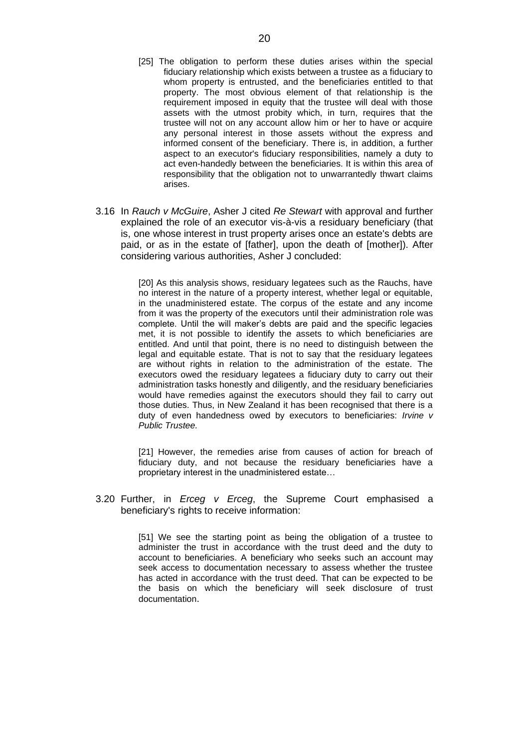> [25] The obligation to perform these duties arises within the special fiduciary relationship which exists between a trustee as a fiduciary to whom property is entrusted, and the beneficiaries entitled to that property. The most obvious element of that relationship is the requirement imposed in equity that the trustee will deal with those assets with the utmost probity which, in turn, requires that the trustee will not on any account allow him or her to have or acquire any personal interest in those assets without the express and informed consent of the beneficiary. There is, in addition, a further aspect to an executor's fiduciary responsibilities, namely a duty to act even-handedly between the beneficiaries. It is within this area of responsibility that the obligation not to unwarrantedly thwart claims arises.

3.16 In *Rauch v McGuire*, Asher J cited *Re Stewart* with approval and further explained the role of an executor vis-à-vis a residuary beneficiary (that is, one whose interest in trust property arises once an estate's debts are paid, or as in the estate of [father], upon the death of [mother]). After considering various authorities, Asher J concluded:

> [20] As this analysis shows, residuary legatees such as the Rauchs, have no interest in the nature of a property interest, whether legal or equitable, in the unadministered estate. The corpus of the estate and any income from it was the property of the executors until their administration role was complete. Until the will maker's debts are paid and the specific legacies met, it is not possible to identify the assets to which beneficiaries are entitled. And until that point, there is no need to distinguish between the legal and equitable estate. That is not to say that the residuary legatees are without rights in relation to the administration of the estate. The executors owed the residuary legatees a fiduciary duty to carry out their administration tasks honestly and diligently, and the residuary beneficiaries would have remedies against the executors should they fail to carry out those duties. Thus, in New Zealand it has been recognised that there is a duty of even handedness owed by executors to beneficiaries: *Irvine v Public Trustee.*
>
> [21] However, the remedies arise from causes of action for breach of fiduciary duty, and not because the residuary beneficiaries have a proprietary interest in the unadministered estate…

3.20 Further, in *Erceg v Erceg*, the Supreme Court emphasised a beneficiary's rights to receive information:

> [51] We see the starting point as being the obligation of a trustee to administer the trust in accordance with the trust deed and the duty to account to beneficiaries. A beneficiary who seeks such an account may seek access to documentation necessary to assess whether the trustee has acted in accordance with the trust deed. That can be expected to be the basis on which the beneficiary will seek disclosure of trust documentation.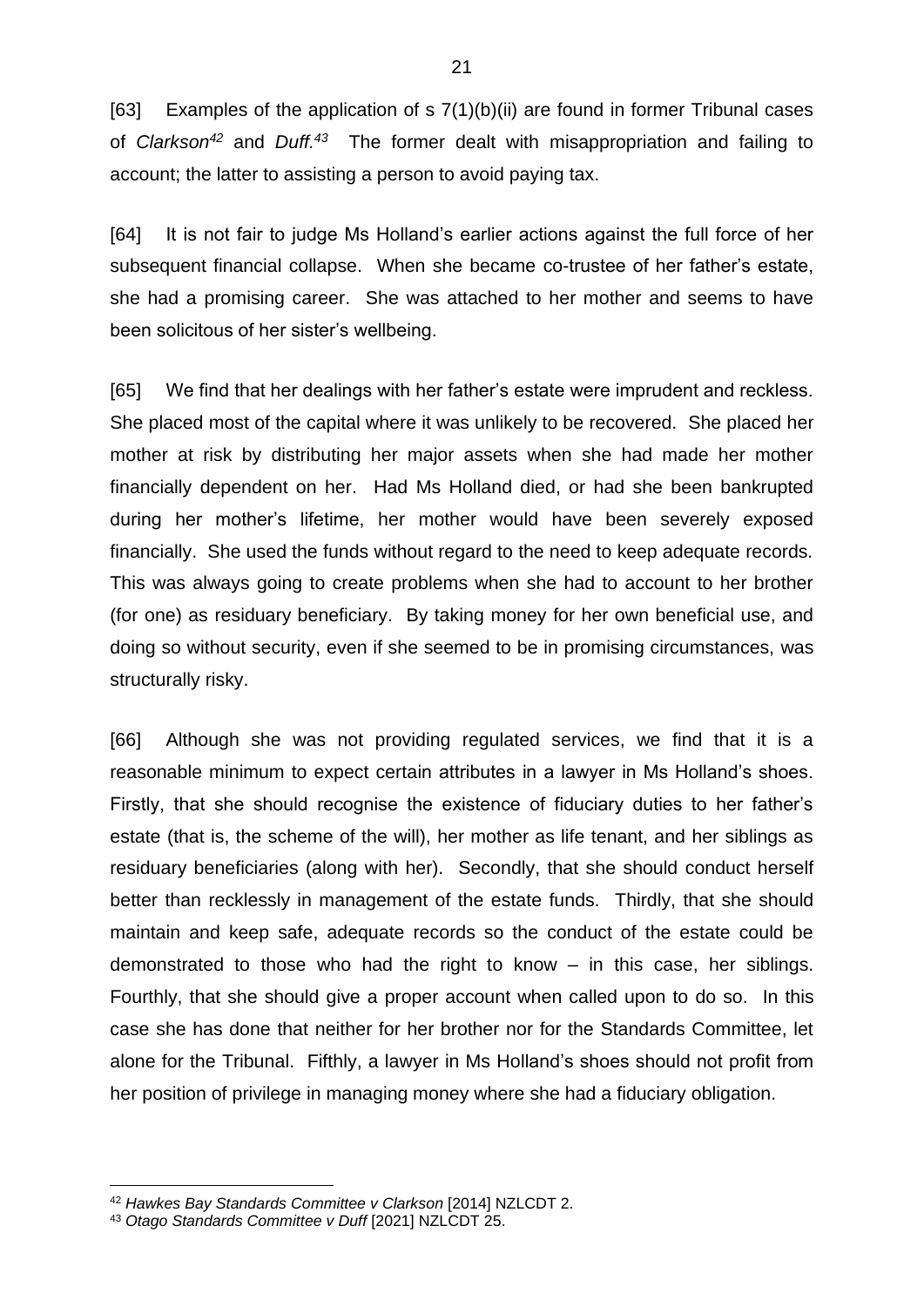[63] Examples of the application of s 7(1)(b)(ii) are found in former Tribunal cases of *Clarkson*[42] and *Duff.*[43] The former dealt with misappropriation and failing to account; the latter to assisting a person to avoid paying tax.

[64] It is not fair to judge Ms Holland's earlier actions against the full force of her subsequent financial collapse. When she became co-trustee of her father's estate, she had a promising career. She was attached to her mother and seems to have been solicitous of her sister's wellbeing.

[65] We find that her dealings with her father's estate were imprudent and reckless. She placed most of the capital where it was unlikely to be recovered. She placed her mother at risk by distributing her major assets when she had made her mother financially dependent on her. Had Ms Holland died, or had she been bankrupted during her mother's lifetime, her mother would have been severely exposed financially. She used the funds without regard to the need to keep adequate records. This was always going to create problems when she had to account to her brother (for one) as residuary beneficiary. By taking money for her own beneficial use, and doing so without security, even if she seemed to be in promising circumstances, was structurally risky.

[66] Although she was not providing regulated services, we find that it is a reasonable minimum to expect certain attributes in a lawyer in Ms Holland's shoes. Firstly, that she should recognise the existence of fiduciary duties to her father's estate (that is, the scheme of the will), her mother as life tenant, and her siblings as residuary beneficiaries (along with her). Secondly, that she should conduct herself better than recklessly in management of the estate funds. Thirdly, that she should maintain and keep safe, adequate records so the conduct of the estate could be demonstrated to those who had the right to know – in this case, her siblings. Fourthly, that she should give a proper account when called upon to do so. In this case she has done that neither for her brother nor for the Standards Committee, let alone for the Tribunal. Fifthly, a lawyer in Ms Holland's shoes should not profit from her position of privilege in managing money where she had a fiduciary obligation.

---

[42] *Hawkes Bay Standards Committee v Clarkson* [2014] NZLCDT 2.

[43] *Otago Standards Committee v Duff* [2021] NZLCDT 25.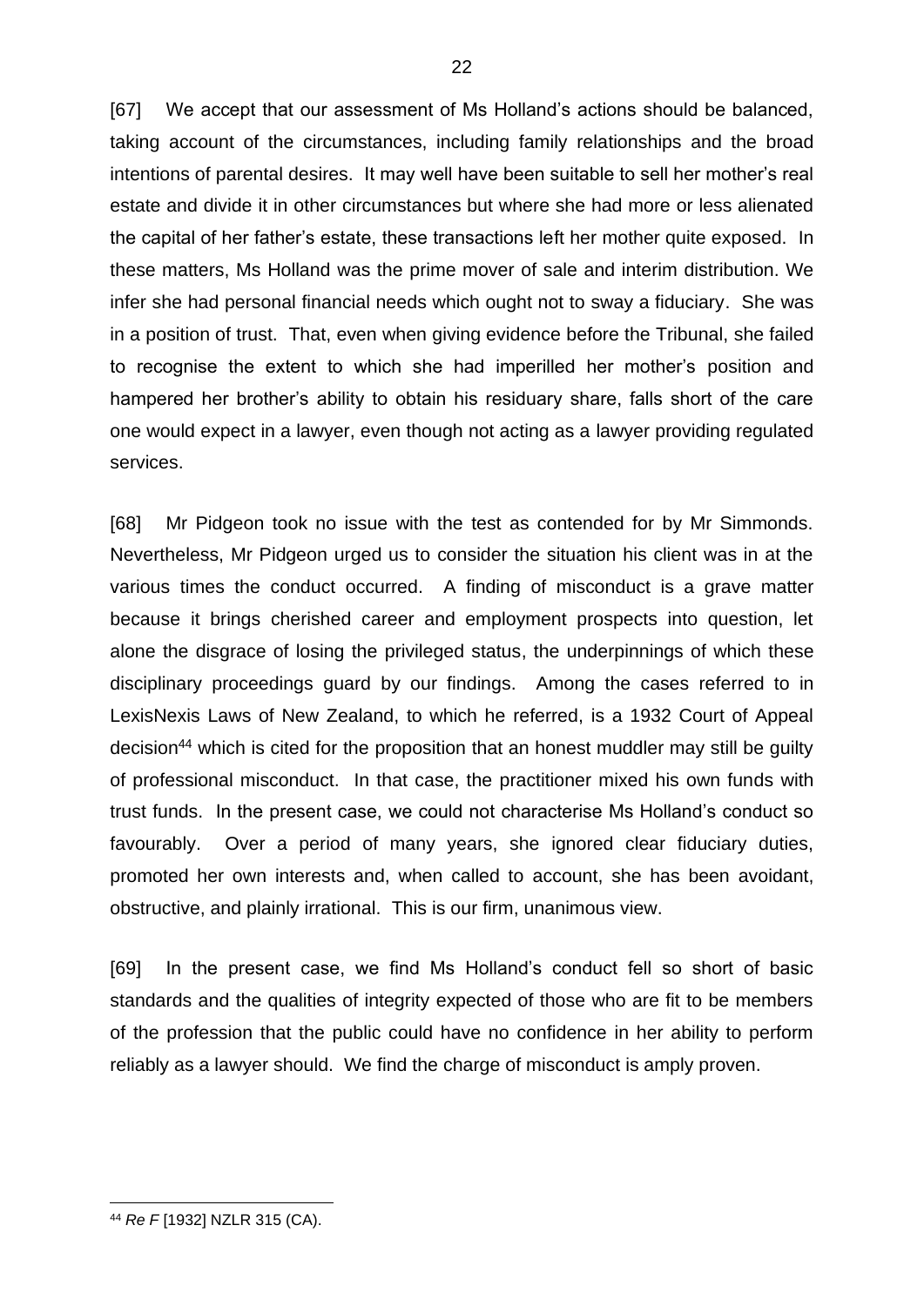[67] We accept that our assessment of Ms Holland's actions should be balanced, taking account of the circumstances, including family relationships and the broad intentions of parental desires. It may well have been suitable to sell her mother's real estate and divide it in other circumstances but where she had more or less alienated the capital of her father's estate, these transactions left her mother quite exposed. In these matters, Ms Holland was the prime mover of sale and interim distribution. We infer she had personal financial needs which ought not to sway a fiduciary. She was in a position of trust. That, even when giving evidence before the Tribunal, she failed to recognise the extent to which she had imperilled her mother's position and hampered her brother's ability to obtain his residuary share, falls short of the care one would expect in a lawyer, even though not acting as a lawyer providing regulated services.

[68] Mr Pidgeon took no issue with the test as contended for by Mr Simmonds. Nevertheless, Mr Pidgeon urged us to consider the situation his client was in at the various times the conduct occurred. A finding of misconduct is a grave matter because it brings cherished career and employment prospects into question, let alone the disgrace of losing the privileged status, the underpinnings of which these disciplinary proceedings guard by our findings. Among the cases referred to in LexisNexis Laws of New Zealand, to which he referred, is a 1932 Court of Appeal decision[44] which is cited for the proposition that an honest muddler may still be guilty of professional misconduct. In that case, the practitioner mixed his own funds with trust funds. In the present case, we could not characterise Ms Holland's conduct so favourably. Over a period of many years, she ignored clear fiduciary duties, promoted her own interests and, when called to account, she has been avoidant, obstructive, and plainly irrational. This is our firm, unanimous view.

[69] In the present case, we find Ms Holland's conduct fell so short of basic standards and the qualities of integrity expected of those who are fit to be members of the profession that the public could have no confidence in her ability to perform reliably as a lawyer should. We find the charge of misconduct is amply proven.

---

[44] *Re F* [1932] NZLR 315 (CA).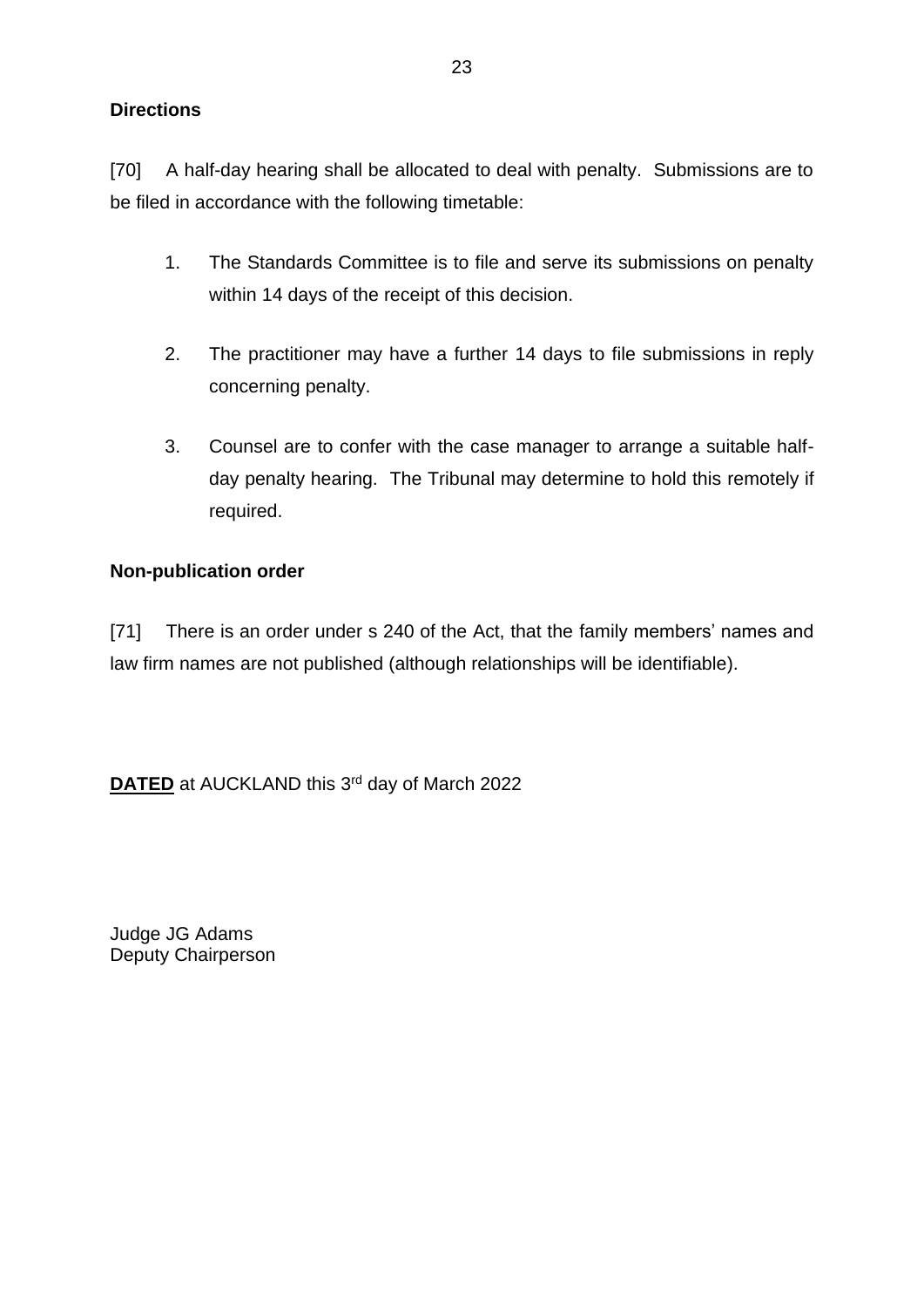**Directions**

[70] A half-day hearing shall be allocated to deal with penalty. Submissions are to be filed in accordance with the following timetable:

1. The Standards Committee is to file and serve its submissions on penalty within 14 days of the receipt of this decision.

2. The practitioner may have a further 14 days to file submissions in reply concerning penalty.

3. Counsel are to confer with the case manager to arrange a suitable half-day penalty hearing. The Tribunal may determine to hold this remotely if required.

**Non-publication order**

[71] There is an order under s 240 of the Act, that the family members' names and law firm names are not published (although relationships will be identifiable).

**DATED** at AUCKLAND this 3rd day of March 2022

Judge JG Adams
Deputy Chairperson